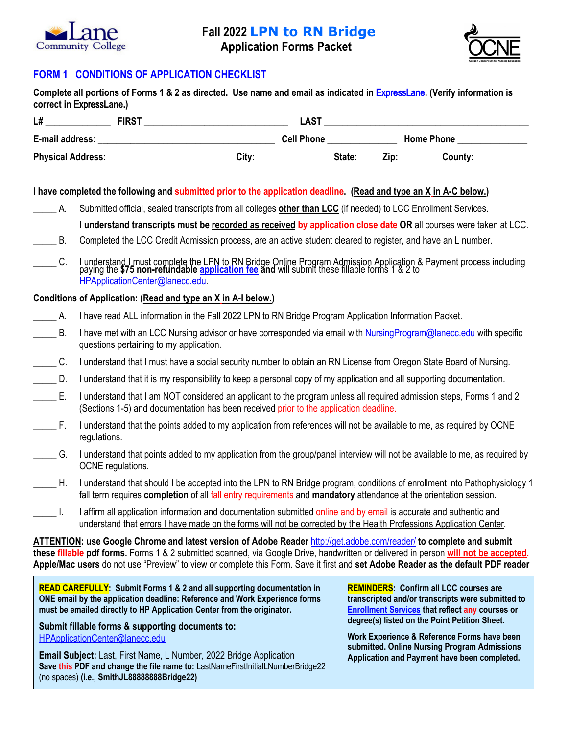Lane Community College

# Fall 2022 LPN to RN Bridge Application Forms Packet

OCNE

## FORM 1 CONDITIONS OF APPLICATION CHECKLIST

**Complete all portions of Forms 1 & 2 as directed. Use name and email as indicated in ExpressLane. (Verify information is correct in ExpressLane.)**

**L#** _____________ **FIRST** ______________________________ **LAST** ___________________________________________

**E-mail address:** _____________________________________ **Cell Phone** ______________ **Home Phone** ______________

**Physical Address:** __________________________ **City:** _______________ **State:**_____ **Zip:**________ **County:**____________

**I have completed the following and submitted prior to the application deadline. (Read and type an X in A-C below.)**

_____ A. Submitted official, sealed transcripts from all colleges **other than LCC** (if needed) to LCC Enrollment Services.
**I understand transcripts must be recorded as received by application close date OR** all courses were taken at LCC.

_____ B. Completed the LCC Credit Admission process, are an active student cleared to register, and have an L number.

_____ C. I understand I must complete the LPN to RN Bridge Online Program Admission Application & Payment process including paying the **$75 non-refundable application fee and** will submit these fillable forms 1 & 2 to HPApplicationCenter@lanecc.edu.

**Conditions of Application: (Read and type an X in A-I below.)**

_____ A. I have read ALL information in the Fall 2022 LPN to RN Bridge Program Application Information Packet.

_____ B. I have met with an LCC Nursing advisor or have corresponded via email with NursingProgram@lanecc.edu with specific questions pertaining to my application.

_____ C. I understand that I must have a social security number to obtain an RN License from Oregon State Board of Nursing.

_____ D. I understand that it is my responsibility to keep a personal copy of my application and all supporting documentation.

_____ E. I understand that I am NOT considered an applicant to the program unless all required admission steps, Forms 1 and 2 (Sections 1-5) and documentation has been received prior to the application deadline.

_____ F. I understand that the points added to my application from references will not be available to me, as required by OCNE regulations.

_____ G. I understand that points added to my application from the group/panel interview will not be available to me, as required by OCNE regulations.

_____ H. I understand that should I be accepted into the LPN to RN Bridge program, conditions of enrollment into Pathophysiology 1 fall term requires **completion** of all fall entry requirements and **mandatory** attendance at the orientation session.

_____ I. I affirm all application information and documentation submitted online and by email is accurate and authentic and understand that errors I have made on the forms will not be corrected by the Health Professions Application Center.

**ATTENTION: use Google Chrome and latest version of Adobe Reader http://get.adobe.com/reader/ to complete and submit these fillable pdf forms.** Forms 1 & 2 submitted scanned, via Google Drive, handwritten or delivered in person **will not be accepted. Apple/Mac users** do not use "Preview" to view or complete this Form. Save it first and **set Adobe Reader as the default PDF reader**

**READ CAREFULLY: Submit Forms 1 & 2 and all supporting documentation in ONE email by the application deadline: Reference and Work Experience forms must be emailed directly to HP Application Center from the originator.**

**Submit fillable forms & supporting documents to:**
HPApplicationCenter@lanecc.edu

**Email Subject:** Last, First Name, L Number, 2022 Bridge Application
**Save this PDF and change the file name to:** LastNameFirstInitialLNumberBridge22 (no spaces) **(i.e., SmithJL88888888Bridge22)**

**REMINDERS: Confirm all LCC courses are transcripted and/or transcripts were submitted to Enrollment Services that reflect any courses or degree(s) listed on the Point Petition Sheet.**

**Work Experience & Reference Forms have been submitted. Online Nursing Program Admissions Application and Payment have been completed.**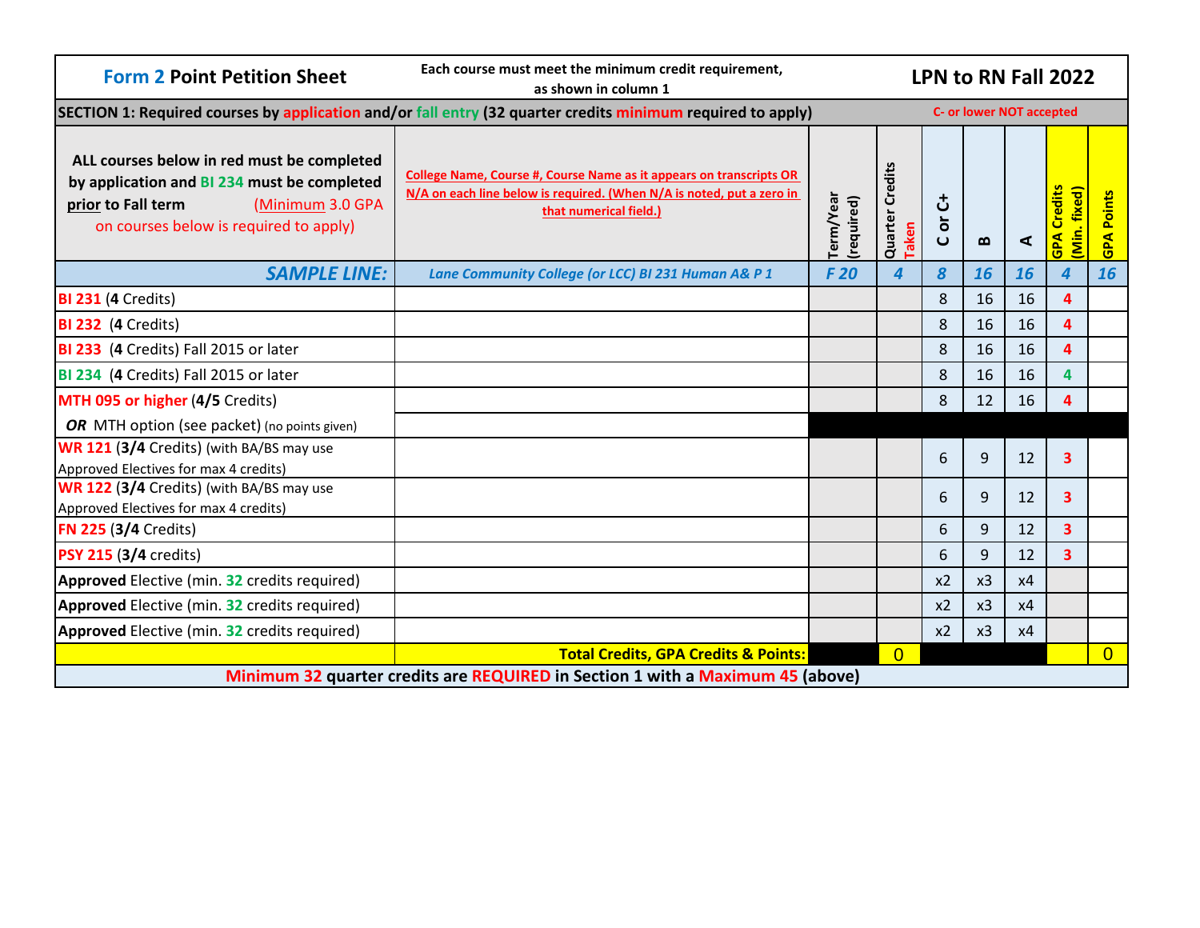| **Form 2 Point Petition Sheet** | **Each course must meet the minimum credit requirement, as shown in column 1** | | | | | | **LPN to RN Fall 2022** | |
|---|---|---|---|---|---|---|---|---|

**SECTION 1: Required courses by application and/or fall entry (32 quarter credits minimum required to apply)** — C- or lower NOT accepted

| ALL courses below in red must be completed by application and BI 234 must be completed prior to Fall term (Minimum 3.0 GPA on courses below is required to apply) | College Name, Course #, Course Name as it appears on transcripts OR N/A on each line below is required. (When N/A is noted, put a zero in that numerical field.) | Term/Year (required) | Quarter Credits Taken | C or C+ | B | A | GPA Credits (Min. fixed) | GPA Points |
|---|---|---|---|---|---|---|---|---|
| ***SAMPLE LINE:*** | *Lane Community College (or LCC) BI 231 Human A& P 1* | *F 20* | *4* | *8* | *16* | *16* | *4* | *16* |
| **BI 231** (**4** Credits) | | | | 8 | 16 | 16 | **4** | |
| **BI 232** (**4** Credits) | | | | 8 | 16 | 16 | **4** | |
| **BI 233** (**4** Credits) Fall 2015 or later | | | | 8 | 16 | 16 | **4** | |
| **BI 234** (**4** Credits) Fall 2015 or later | | | | 8 | 16 | 16 | **4** | |
| **MTH 095 or higher** (**4/5** Credits) | | | | 8 | 12 | 16 | **4** | |
| ***OR*** MTH option (see packet) (no points given) | | | | | | | | |
| **WR 121** (**3/4** Credits) (with BA/BS may use Approved Electives for max 4 credits) | | | | 6 | 9 | 12 | **3** | |
| **WR 122** (**3/4** Credits) (with BA/BS may use Approved Electives for max 4 credits) | | | | 6 | 9 | 12 | **3** | |
| **FN 225** (**3/4** Credits) | | | | 6 | 9 | 12 | **3** | |
| **PSY 215** (**3/4** credits) | | | | 6 | 9 | 12 | **3** | |
| **Approved** Elective (min. **32** credits required) | | | | x2 | x3 | x4 | | |
| **Approved** Elective (min. **32** credits required) | | | | x2 | x3 | x4 | | |
| **Approved** Elective (min. **32** credits required) | | | | x2 | x3 | x4 | | |
| | **Total Credits, GPA Credits & Points:** | | 0 | | | | | 0 |

**Minimum 32 quarter credits are REQUIRED in Section 1 with a Maximum 45 (above)**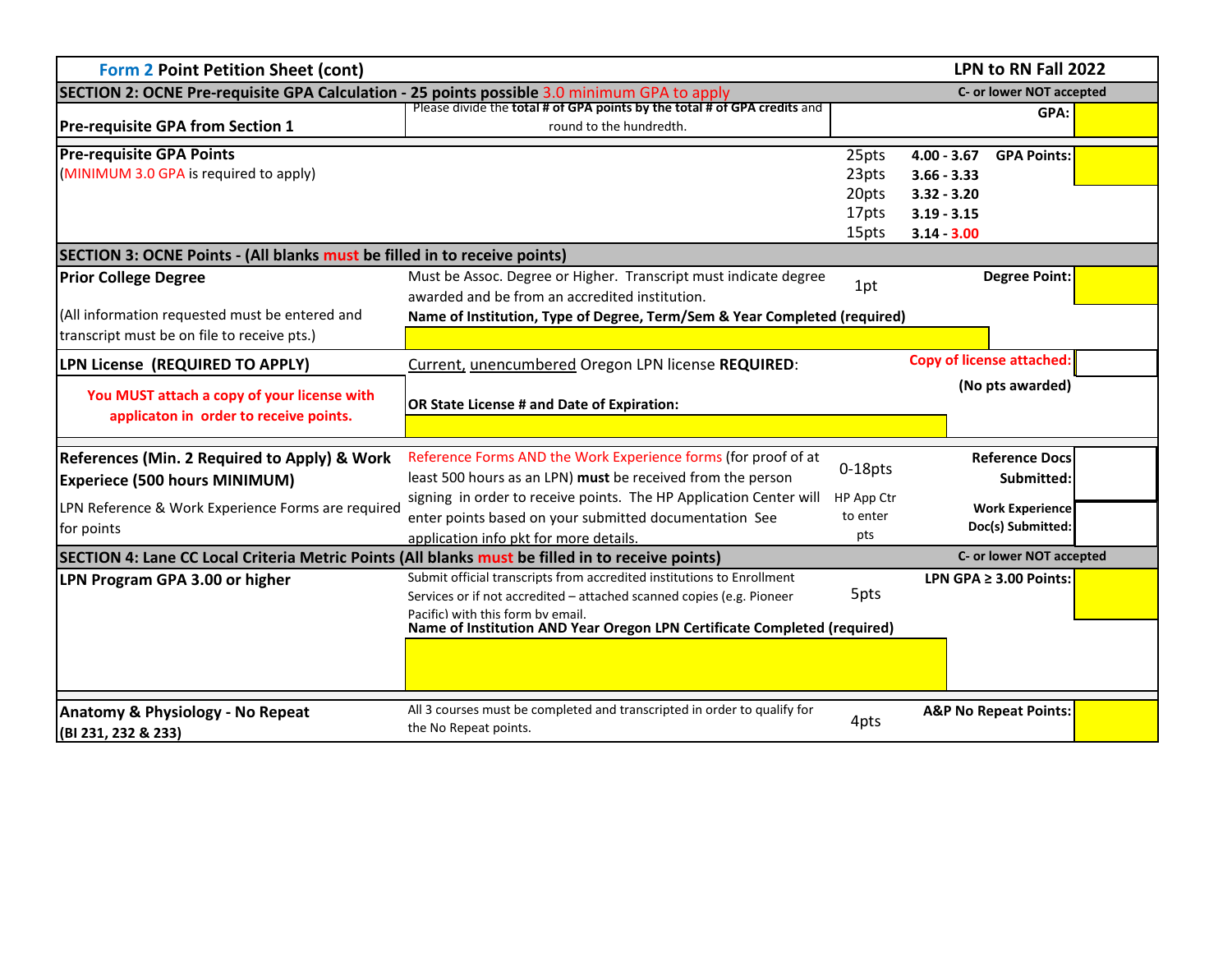## Form 2 Point Petition Sheet (cont) — LPN to RN Fall 2022

### SECTION 2: OCNE Pre-requisite GPA Calculation - 25 points possible 3.0 minimum GPA to apply

C- or lower NOT accepted

| | | | |
|---|---|---|---|
| **Pre-requisite GPA from Section 1** | Please divide the **total # of GPA points by the total # of GPA credits** and round to the hundredth. | **GPA:** | |
| **Pre-requisite GPA Points**<br>(MINIMUM 3.0 GPA is required to apply) | 25pts **4.00 - 3.67**<br>23pts **3.66 - 3.33**<br>20pts **3.32 - 3.20**<br>17pts **3.19 - 3.15**<br>15pts **3.14 - 3.00** | **GPA Points:** | |

### SECTION 3: OCNE Points - (All blanks must be filled in to receive points)

| | | | | |
|---|---|---|---|---|
| **Prior College Degree**<br>(All information requested must be entered and transcript must be on file to receive pts.) | Must be Assoc. Degree or Higher. Transcript must indicate degree awarded and be from an accredited institution.<br>**Name of Institution, Type of Degree, Term/Sem & Year Completed (required)** | 1pt | **Degree Point:** | |
| **LPN License (REQUIRED TO APPLY)**<br>**You MUST attach a copy of your license with applicaton in order to receive points.** | Current, unencumbered Oregon LPN license **REQUIRED**:<br>**OR State License # and Date of Expiration:** | | **Copy of license attached:**<br>**(No pts awarded)** | |
| **References (Min. 2 Required to Apply) & Work Experiece (500 hours MINIMUM)**<br>LPN Reference & Work Experience Forms are required for points | Reference Forms AND the Work Experience forms (for proof of at least 500 hours as an LPN) **must** be received from the person signing in order to receive points. The HP Application Center will enter points based on your submitted documentation See application info pkt for more details. | 0-18pts<br>HP App Ctr to enter pts | **Reference Docs Submitted:**<br>**Work Experience Doc(s) Submitted:** | |

### SECTION 4: Lane CC Local Criteria Metric Points (All blanks must be filled in to receive points)

C- or lower NOT accepted

| | | | | |
|---|---|---|---|---|
| **LPN Program GPA 3.00 or higher** | Submit official transcripts from accredited institutions to Enrollment Services or if not accredited – attached scanned copies (e.g. Pioneer Pacific) with this form by email.<br>**Name of Institution AND Year Oregon LPN Certificate Completed (required)** | 5pts | **LPN GPA ≥ 3.00 Points:** | |
| **Anatomy & Physiology - No Repeat (BI 231, 232 & 233)** | All 3 courses must be completed and transcripted in order to qualify for the No Repeat points. | 4pts | **A&P No Repeat Points:** | |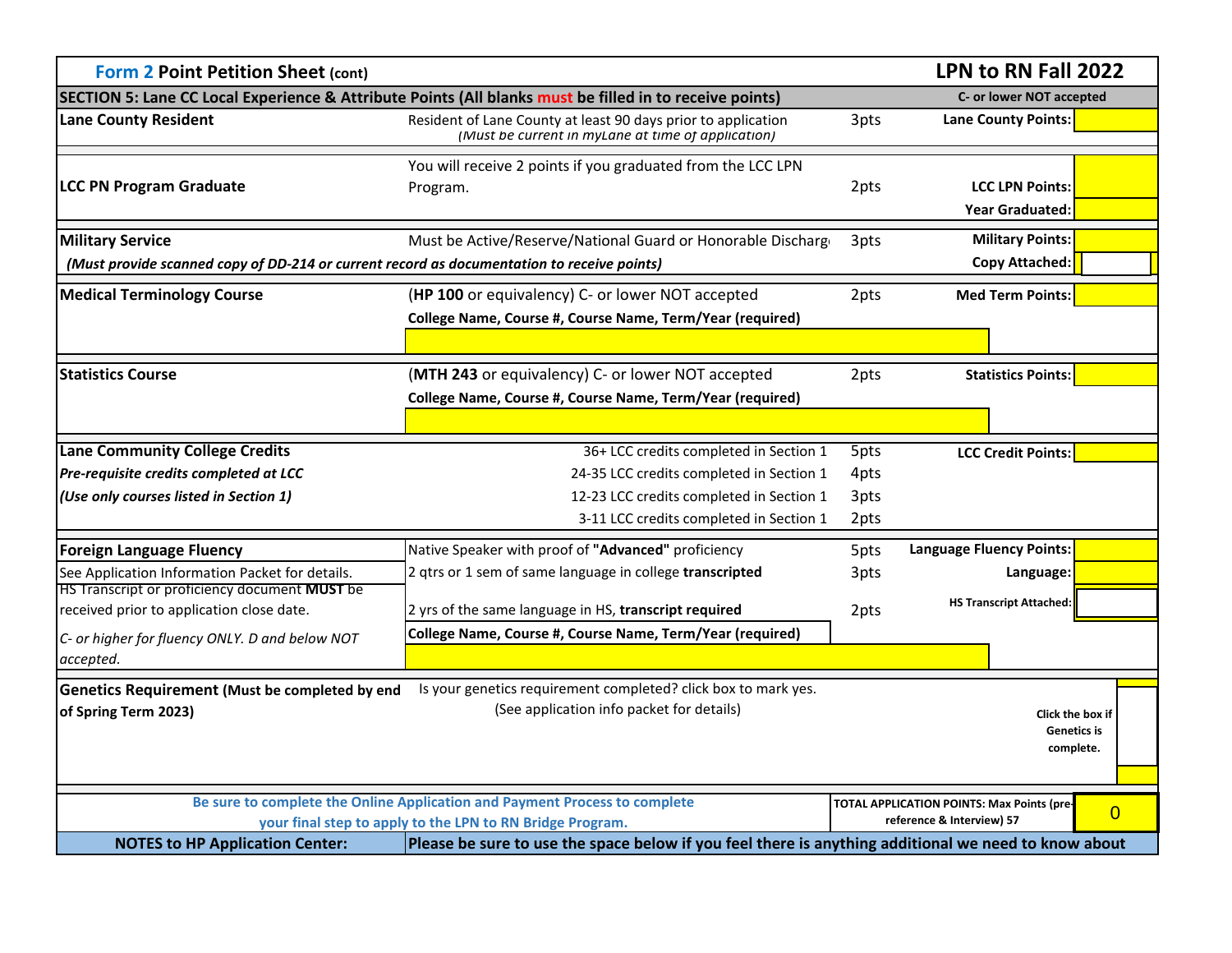**Form 2 Point Petition Sheet (cont)** — **LPN to RN Fall 2022**

| SECTION 5: Lane CC Local Experience & Attribute Points (All blanks must be filled in to receive points) | | | C- or lower NOT accepted | |
|---|---|---|---|---|
| **Lane County Resident** | Resident of Lane County at least 90 days prior to application *(Must be current in myLane at time of application)* | 3pts | **Lane County Points:** | |
| **LCC PN Program Graduate** | You will receive 2 points if you graduated from the LCC LPN Program. | 2pts | **LCC LPN Points:** | |
| | | | **Year Graduated:** | |
| **Military Service** | Must be Active/Reserve/National Guard or Honorable Discharg | 3pts | **Military Points:** | |
| *(Must provide scanned copy of DD-214 or current record as documentation to receive points)* | | | **Copy Attached:** | |
| **Medical Terminology Course** | (**HP 100** or equivalency) C- or lower NOT accepted | 2pts | **Med Term Points:** | |
| | **College Name, Course #, Course Name, Term/Year (required)** | | | |
| **Statistics Course** | (**MTH 243** or equivalency) C- or lower NOT accepted | 2pts | **Statistics Points:** | |
| | **College Name, Course #, Course Name, Term/Year (required)** | | | |
| **Lane Community College Credits** | 36+ LCC credits completed in Section 1 | 5pts | **LCC Credit Points:** | |
| ***Pre-requisite credits completed at LCC*** | 24-35 LCC credits completed in Section 1 | 4pts | | |
| ***(Use only courses listed in Section 1)*** | 12-23 LCC credits completed in Section 1 | 3pts | | |
| | 3-11 LCC credits completed in Section 1 | 2pts | | |
| **Foreign Language Fluency** | Native Speaker with proof of **"Advanced"** proficiency | 5pts | **Language Fluency Points:** | |
| See Application Information Packet for details. | 2 qtrs or 1 sem of same language in college **transcripted** | 3pts | **Language:** | |
| HS Transcript or proficiency document **MUST** be received prior to application close date. | 2 yrs of the same language in HS, **transcript required** | 2pts | **HS Transcript Attached:** | |
| *C- or higher for fluency ONLY. D and below NOT accepted.* | **College Name, Course #, Course Name, Term/Year (required)** | | | |
| **Genetics Requirement (Must be completed by end of Spring Term 2023)** | Is your genetics requirement completed? click box to mark yes. (See application info packet for details) | | **Click the box if Genetics is complete.** | |
| Be sure to complete the Online Application and Payment Process to complete your final step to apply to the LPN to RN Bridge Program. | | | **TOTAL APPLICATION POINTS: Max Points (pre-reference & Interview) 57** | 0 |
| **NOTES to HP Application Center:** | **Please be sure to use the space below if you feel there is anything additional we need to know about** | | | |